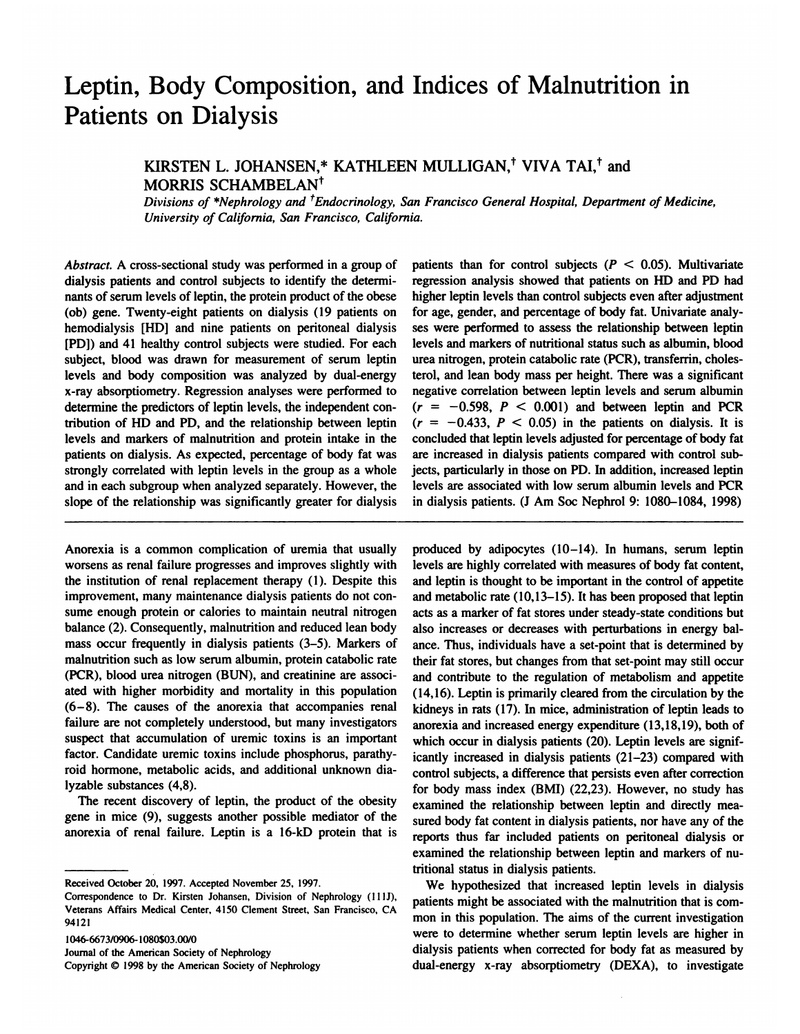# Leptin, Body Composition, and Indices of Malnutrition in Patients on Dialysis

KIRSTEN L. JOHANSEN,* KATHLEEN MULLIGAN,[†] VIVA TAI,[†] and MORRIS SCHAMBELAN[†]

*Divisions of \*Nephrology and [†]Endocrinology, San Francisco General Hospital, Department of Medicine, University of California, San Francisco, California.*

*Abstract.* A cross-sectional study was performed in a group of dialysis patients and control subjects to identify the determinants of serum levels of leptin, the protein product of the obese (ob) gene. Twenty-eight patients on dialysis (19 patients on hemodialysis [HD] and nine patients on peritoneal dialysis [PD]) and 41 healthy control subjects were studied. For each subject, blood was drawn for measurement of serum leptin levels and body composition was analyzed by dual-energy x-ray absorptiometry. Regression analyses were performed to determine the predictors of leptin levels, the independent contribution of HD and PD, and the relationship between leptin levels and markers of malnutrition and protein intake in the patients on dialysis. As expected, percentage of body fat was strongly correlated with leptin levels in the group as a whole and in each subgroup when analyzed separately. However, the slope of the relationship was significantly greater for dialysis patients than for control subjects ($P < 0.05$). Multivariate regression analysis showed that patients on HD and PD had higher leptin levels than control subjects even after adjustment for age, gender, and percentage of body fat. Univariate analyses were performed to assess the relationship between leptin levels and markers of nutritional status such as albumin, blood urea nitrogen, protein catabolic rate (PCR), transferrin, cholesterol, and lean body mass per height. There was a significant negative correlation between leptin levels and serum albumin ($r = -0.598$, $P < 0.001$) and between leptin and PCR ($r = -0.433$, $P < 0.05$) in the patients on dialysis. It is concluded that leptin levels adjusted for percentage of body fat are increased in dialysis patients compared with control subjects, particularly in those on PD. In addition, increased leptin levels are associated with low serum albumin levels and PCR in dialysis patients. (J Am Soc Nephrol 9: 1080–1084, 1998)

Anorexia is a common complication of uremia that usually worsens as renal failure progresses and improves slightly with the institution of renal replacement therapy (1). Despite this improvement, many maintenance dialysis patients do not consume enough protein or calories to maintain neutral nitrogen balance (2). Consequently, malnutrition and reduced lean body mass occur frequently in dialysis patients (3–5). Markers of malnutrition such as low serum albumin, protein catabolic rate (PCR), blood urea nitrogen (BUN), and creatinine are associated with higher morbidity and mortality in this population (6–8). The causes of the anorexia that accompanies renal failure are not completely understood, but many investigators suspect that accumulation of uremic toxins is an important factor. Candidate uremic toxins include phosphorus, parathyroid hormone, metabolic acids, and additional unknown dialyzable substances (4,8).

The recent discovery of leptin, the product of the obesity gene in mice (9), suggests another possible mediator of the anorexia of renal failure. Leptin is a 16-kD protein that is produced by adipocytes (10–14). In humans, serum leptin levels are highly correlated with measures of body fat content, and leptin is thought to be important in the control of appetite and metabolic rate (10,13–15). It has been proposed that leptin acts as a marker of fat stores under steady-state conditions but also increases or decreases with perturbations in energy balance. Thus, individuals have a set-point that is determined by their fat stores, but changes from that set-point may still occur and contribute to the regulation of metabolism and appetite (14,16). Leptin is primarily cleared from the circulation by the kidneys in rats (17). In mice, administration of leptin leads to anorexia and increased energy expenditure (13,18,19), both of which occur in dialysis patients (20). Leptin levels are significantly increased in dialysis patients (21–23) compared with control subjects, a difference that persists even after correction for body mass index (BMI) (22,23). However, no study has examined the relationship between leptin and directly measured body fat content in dialysis patients, nor have any of the reports thus far included patients on peritoneal dialysis or examined the relationship between leptin and markers of nutritional status in dialysis patients.

We hypothesized that increased leptin levels in dialysis patients might be associated with the malnutrition that is common in this population. The aims of the current investigation were to determine whether serum leptin levels are higher in dialysis patients when corrected for body fat as measured by dual-energy x-ray absorptiometry (DEXA), to investigate

---

Received October 20, 1997. Accepted November 25, 1997.

Correspondence to Dr. Kirsten Johansen, Division of Nephrology (111J), Veterans Affairs Medical Center, 4150 Clement Street, San Francisco, CA 94121

1046-6673/0906-1080$03.00/0

Journal of the American Society of Nephrology

Copyright © 1998 by the American Society of Nephrology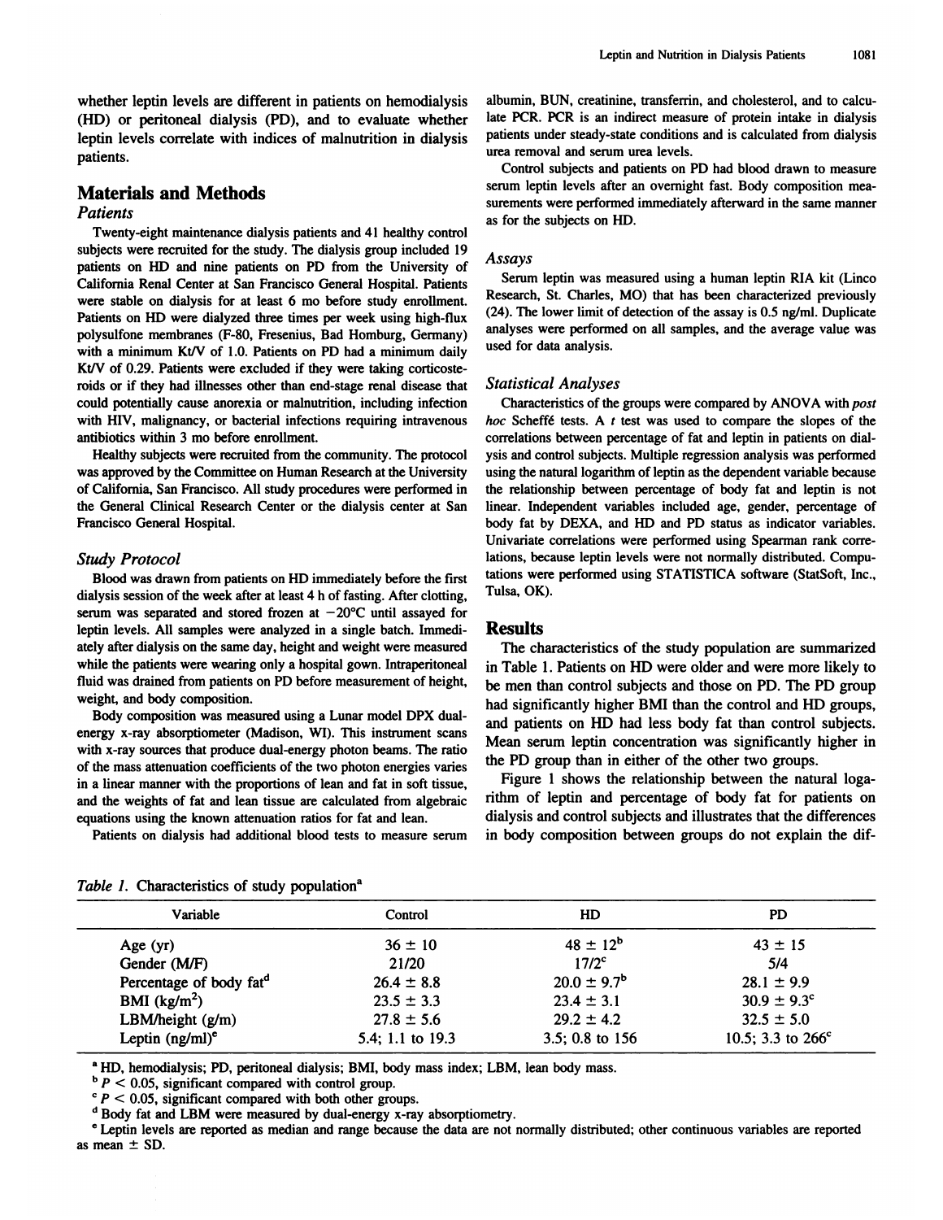whether leptin levels are different in patients on hemodialysis (HD) or peritoneal dialysis (PD), and to evaluate whether leptin levels correlate with indices of malnutrition in dialysis patients.

## Materials and Methods

### Patients

Twenty-eight maintenance dialysis patients and 41 healthy control subjects were recruited for the study. The dialysis group included 19 patients on HD and nine patients on PD from the University of California Renal Center at San Francisco General Hospital. Patients were stable on dialysis for at least 6 mo before study enrollment. Patients on HD were dialyzed three times per week using high-flux polysulfone membranes (F-80, Fresenius, Bad Homburg, Germany) with a minimum Kt/V of 1.0. Patients on PD had a minimum daily Kt/V of 0.29. Patients were excluded if they were taking corticosteroids or if they had illnesses other than end-stage renal disease that could potentially cause anorexia or malnutrition, including infection with HIV, malignancy, or bacterial infections requiring intravenous antibiotics within 3 mo before enrollment.

Healthy subjects were recruited from the community. The protocol was approved by the Committee on Human Research at the University of California, San Francisco. All study procedures were performed in the General Clinical Research Center or the dialysis center at San Francisco General Hospital.

### Study Protocol

Blood was drawn from patients on HD immediately before the first dialysis session of the week after at least 4 h of fasting. After clotting, serum was separated and stored frozen at −20°C until assayed for leptin levels. All samples were analyzed in a single batch. Immediately after dialysis on the same day, height and weight were measured while the patients were wearing only a hospital gown. Intraperitoneal fluid was drained from patients on PD before measurement of height, weight, and body composition.

Body composition was measured using a Lunar model DPX dual-energy x-ray absorptiometer (Madison, WI). This instrument scans with x-ray sources that produce dual-energy photon beams. The ratio of the mass attenuation coefficients of the two photon energies varies in a linear manner with the proportions of lean and fat in soft tissue, and the weights of fat and lean tissue are calculated from algebraic equations using the known attenuation ratios for fat and lean.

Patients on dialysis had additional blood tests to measure serum albumin, BUN, creatinine, transferrin, and cholesterol, and to calculate PCR. PCR is an indirect measure of protein intake in dialysis patients under steady-state conditions and is calculated from dialysis urea removal and serum urea levels.

Control subjects and patients on PD had blood drawn to measure serum leptin levels after an overnight fast. Body composition measurements were performed immediately afterward in the same manner as for the subjects on HD.

### Assays

Serum leptin was measured using a human leptin RIA kit (Linco Research, St. Charles, MO) that has been characterized previously (24). The lower limit of detection of the assay is 0.5 ng/ml. Duplicate analyses were performed on all samples, and the average value was used for data analysis.

### Statistical Analyses

Characteristics of the groups were compared by ANOVA with *post hoc* Scheffé tests. A *t* test was used to compare the slopes of the correlations between percentage of fat and leptin in patients on dialysis and control subjects. Multiple regression analysis was performed using the natural logarithm of leptin as the dependent variable because the relationship between percentage of body fat and leptin is not linear. Independent variables included age, gender, percentage of body fat by DEXA, and HD and PD status as indicator variables. Univariate correlations were performed using Spearman rank correlations, because leptin levels were not normally distributed. Computations were performed using STATISTICA software (StatSoft, Inc., Tulsa, OK).

## Results

The characteristics of the study population are summarized in Table 1. Patients on HD were older and were more likely to be men than control subjects and those on PD. The PD group had significantly higher BMI than the control and HD groups, and patients on HD had less body fat than control subjects. Mean serum leptin concentration was significantly higher in the PD group than in either of the other two groups.

Figure 1 shows the relationship between the natural logarithm of leptin and percentage of body fat for patients on dialysis and control subjects and illustrates that the differences in body composition between groups do not explain the dif-

*Table 1.* Characteristics of study population[a]

| Variable | Control | HD | PD |
|---|---|---|---|
| Age (yr) | 36 ± 10 | 48 ± 12[b] | 43 ± 15 |
| Gender (M/F) | 21/20 | 17/2[c] | 5/4 |
| Percentage of body fat[d] | 26.4 ± 8.8 | 20.0 ± 9.7[b] | 28.1 ± 9.9 |
| BMI (kg/m$^2$) | 23.5 ± 3.3 | 23.4 ± 3.1 | 30.9 ± 9.3[c] |
| LBM/height (g/m) | 27.8 ± 5.6 | 29.2 ± 4.2 | 32.5 ± 5.0 |
| Leptin (ng/ml)[e] | 5.4; 1.1 to 19.3 | 3.5; 0.8 to 156 | 10.5; 3.3 to 266[c] |

[a] HD, hemodialysis; PD, peritoneal dialysis; BMI, body mass index; LBM, lean body mass.

[b] $P < 0.05$, significant compared with control group.

[c] $P < 0.05$, significant compared with both other groups.

[d] Body fat and LBM were measured by dual-energy x-ray absorptiometry.

[e] Leptin levels are reported as median and range because the data are not normally distributed; other continuous variables are reported as mean ± SD.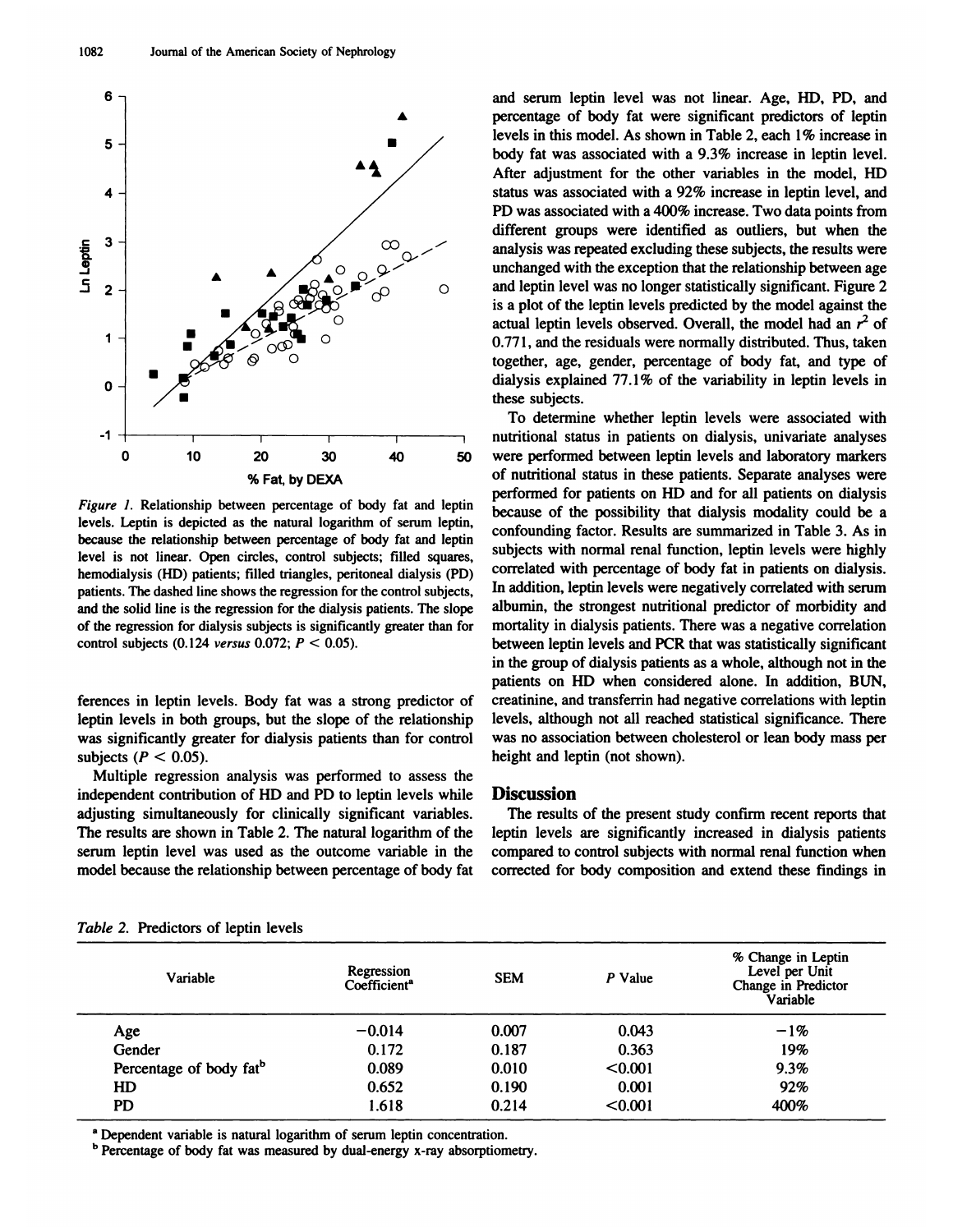*Figure 1.* Relationship between percentage of body fat and leptin levels. Leptin is depicted as the natural logarithm of serum leptin, because the relationship between percentage of body fat and leptin level is not linear. Open circles, control subjects; filled squares, hemodialysis (HD) patients; filled triangles, peritoneal dialysis (PD) patients. The dashed line shows the regression for the control subjects, and the solid line is the regression for the dialysis patients. The slope of the regression for dialysis subjects is significantly greater than for control subjects (0.124 *versus* 0.072; $P < 0.05$).

ferences in leptin levels. Body fat was a strong predictor of leptin levels in both groups, but the slope of the relationship was significantly greater for dialysis patients than for control subjects ($P < 0.05$).

Multiple regression analysis was performed to assess the independent contribution of HD and PD to leptin levels while adjusting simultaneously for clinically significant variables. The results are shown in Table 2. The natural logarithm of the serum leptin level was used as the outcome variable in the model because the relationship between percentage of body fat and serum leptin level was not linear. Age, HD, PD, and percentage of body fat were significant predictors of leptin levels in this model. As shown in Table 2, each 1% increase in body fat was associated with a 9.3% increase in leptin level. After adjustment for the other variables in the model, HD status was associated with a 92% increase in leptin level, and PD was associated with a 400% increase. Two data points from different groups were identified as outliers, but when the analysis was repeated excluding these subjects, the results were unchanged with the exception that the relationship between age and leptin level was no longer statistically significant. Figure 2 is a plot of the leptin levels predicted by the model against the actual leptin levels observed. Overall, the model had an $r^2$ of 0.771, and the residuals were normally distributed. Thus, taken together, age, gender, percentage of body fat, and type of dialysis explained 77.1% of the variability in leptin levels in these subjects.

To determine whether leptin levels were associated with nutritional status in patients on dialysis, univariate analyses were performed between leptin levels and laboratory markers of nutritional status in these patients. Separate analyses were performed for patients on HD and for all patients on dialysis because of the possibility that dialysis modality could be a confounding factor. Results are summarized in Table 3. As in subjects with normal renal function, leptin levels were highly correlated with percentage of body fat in patients on dialysis. In addition, leptin levels were negatively correlated with serum albumin, the strongest nutritional predictor of morbidity and mortality in dialysis patients. There was a negative correlation between leptin levels and PCR that was statistically significant in the group of dialysis patients as a whole, although not in the patients on HD when considered alone. In addition, BUN, creatinine, and transferrin had negative correlations with leptin levels, although not all reached statistical significance. There was no association between cholesterol or lean body mass per height and leptin (not shown).

## Discussion

The results of the present study confirm recent reports that leptin levels are significantly increased in dialysis patients compared to control subjects with normal renal function when corrected for body composition and extend these findings in

*Table 2.* Predictors of leptin levels

| Variable | Regression Coefficient[a] | SEM | *P* Value | % Change in Leptin Level per Unit Change in Predictor Variable |
|---|---|---|---|---|
| Age | −0.014 | 0.007 | 0.043 | −1% |
| Gender | 0.172 | 0.187 | 0.363 | 19% |
| Percentage of body fat[b] | 0.089 | 0.010 | <0.001 | 9.3% |
| HD | 0.652 | 0.190 | 0.001 | 92% |
| PD | 1.618 | 0.214 | <0.001 | 400% |

[a] Dependent variable is natural logarithm of serum leptin concentration.

[b] Percentage of body fat was measured by dual-energy x-ray absorptiometry.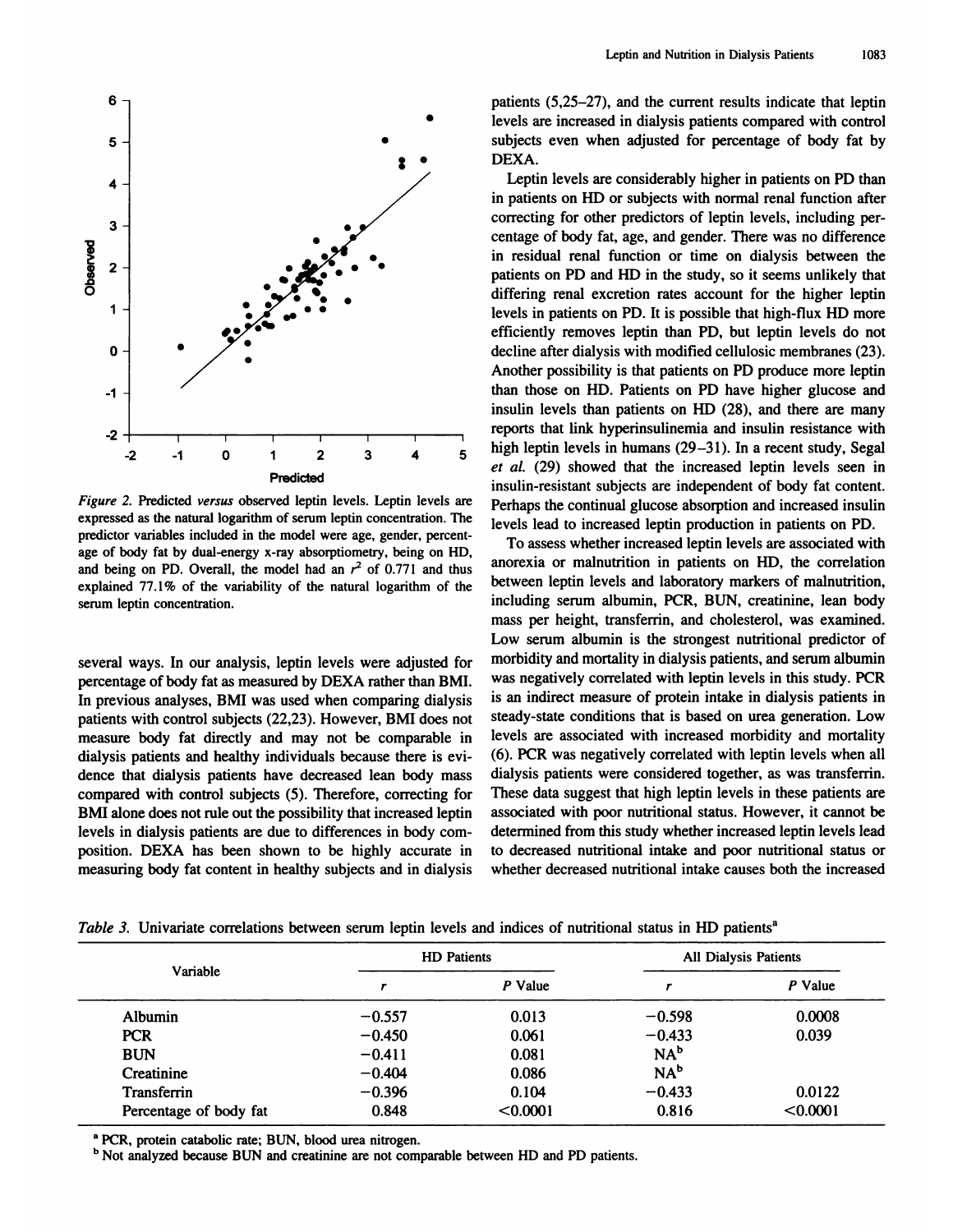*Figure 2.* Predicted *versus* observed leptin levels. Leptin levels are expressed as the natural logarithm of serum leptin concentration. The predictor variables included in the model were age, gender, percentage of body fat by dual-energy x-ray absorptiometry, being on HD, and being on PD. Overall, the model had an $r^2$ of 0.771 and thus explained 77.1% of the variability of the natural logarithm of the serum leptin concentration.

several ways. In our analysis, leptin levels were adjusted for percentage of body fat as measured by DEXA rather than BMI. In previous analyses, BMI was used when comparing dialysis patients with control subjects (22,23). However, BMI does not measure body fat directly and may not be comparable in dialysis patients and healthy individuals because there is evidence that dialysis patients have decreased lean body mass compared with control subjects (5). Therefore, correcting for BMI alone does not rule out the possibility that increased leptin levels in dialysis patients are due to differences in body composition. DEXA has been shown to be highly accurate in measuring body fat content in healthy subjects and in dialysis patients (5,25–27), and the current results indicate that leptin levels are increased in dialysis patients compared with control subjects even when adjusted for percentage of body fat by DEXA.

Leptin levels are considerably higher in patients on PD than in patients on HD or subjects with normal renal function after correcting for other predictors of leptin levels, including percentage of body fat, age, and gender. There was no difference in residual renal function or time on dialysis between the patients on PD and HD in the study, so it seems unlikely that differing renal excretion rates account for the higher leptin levels in patients on PD. It is possible that high-flux HD more efficiently removes leptin than PD, but leptin levels do not decline after dialysis with modified cellulosic membranes (23). Another possibility is that patients on PD produce more leptin than those on HD. Patients on PD have higher glucose and insulin levels than patients on HD (28), and there are many reports that link hyperinsulinemia and insulin resistance with high leptin levels in humans (29–31). In a recent study, Segal *et al.* (29) showed that the increased leptin levels seen in insulin-resistant subjects are independent of body fat content. Perhaps the continual glucose absorption and increased insulin levels lead to increased leptin production in patients on PD.

To assess whether increased leptin levels are associated with anorexia or malnutrition in patients on HD, the correlation between leptin levels and laboratory markers of malnutrition, including serum albumin, PCR, BUN, creatinine, lean body mass per height, transferrin, and cholesterol, was examined. Low serum albumin is the strongest nutritional predictor of morbidity and mortality in dialysis patients, and serum albumin was negatively correlated with leptin levels in this study. PCR is an indirect measure of protein intake in dialysis patients in steady-state conditions that is based on urea generation. Low levels are associated with increased morbidity and mortality (6). PCR was negatively correlated with leptin levels when all dialysis patients were considered together, as was transferrin. These data suggest that high leptin levels in these patients are associated with poor nutritional status. However, it cannot be determined from this study whether increased leptin levels lead to decreased nutritional intake and poor nutritional status or whether decreased nutritional intake causes both the increased

*Table 3.* Univariate correlations between serum leptin levels and indices of nutritional status in HD patients[a]

| Variable | HD Patients | | All Dialysis Patients | |
|---|---|---|---|---|
| | $r$ | $P$ Value | $r$ | $P$ Value |
| Albumin | −0.557 | 0.013 | −0.598 | 0.0008 |
| PCR | −0.450 | 0.061 | −0.433 | 0.039 |
| BUN | −0.411 | 0.081 | NA[b] | |
| Creatinine | −0.404 | 0.086 | NA[b] | |
| Transferrin | −0.396 | 0.104 | −0.433 | 0.0122 |
| Percentage of body fat | 0.848 | <0.0001 | 0.816 | <0.0001 |

[a] PCR, protein catabolic rate; BUN, blood urea nitrogen.

[b] Not analyzed because BUN and creatinine are not comparable between HD and PD patients.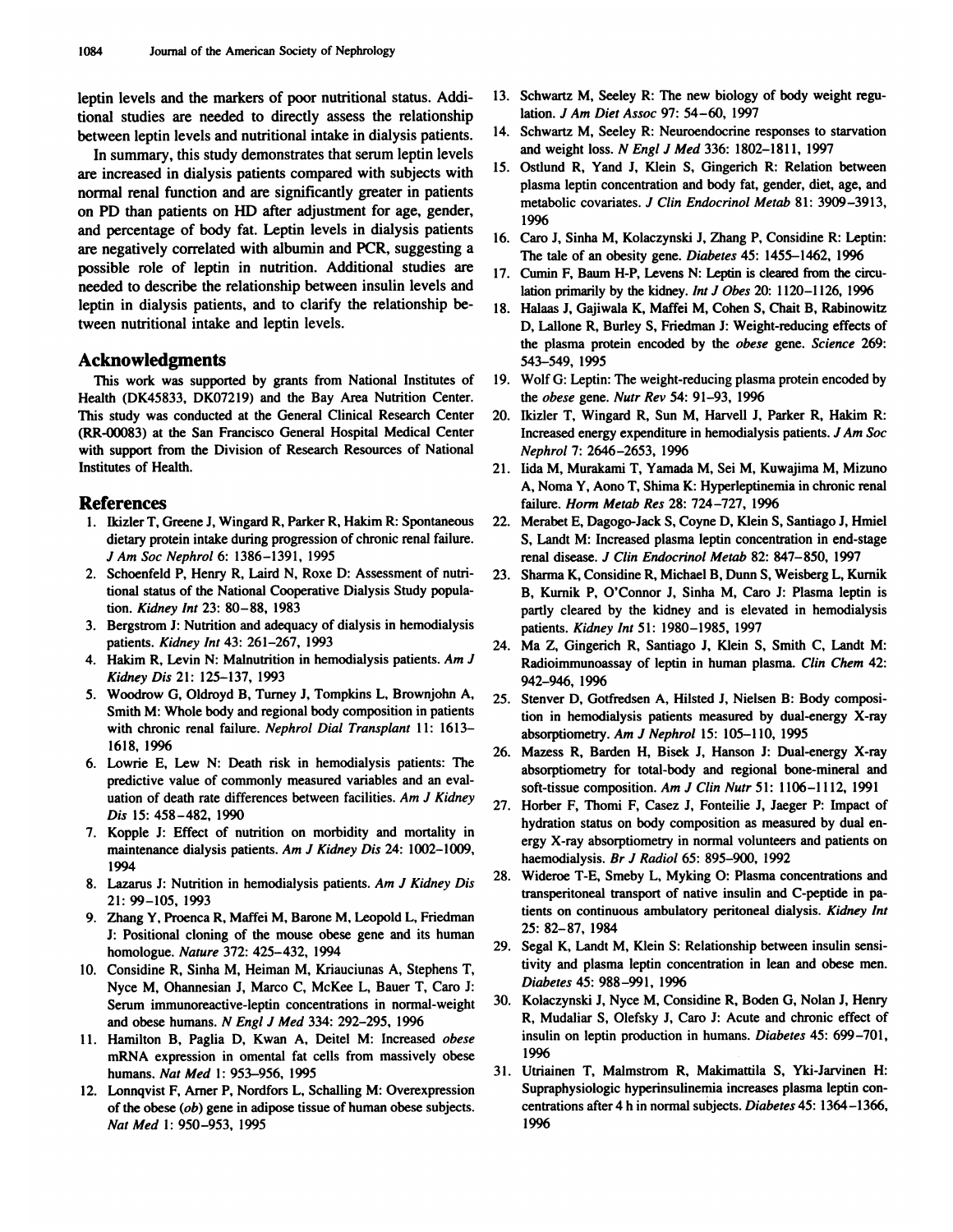leptin levels and the markers of poor nutritional status. Additional studies are needed to directly assess the relationship between leptin levels and nutritional intake in dialysis patients.

In summary, this study demonstrates that serum leptin levels are increased in dialysis patients compared with subjects with normal renal function and are significantly greater in patients on PD than patients on HD after adjustment for age, gender, and percentage of body fat. Leptin levels in dialysis patients are negatively correlated with albumin and PCR, suggesting a possible role of leptin in nutrition. Additional studies are needed to describe the relationship between insulin levels and leptin in dialysis patients, and to clarify the relationship between nutritional intake and leptin levels.

## Acknowledgments

This work was supported by grants from National Institutes of Health (DK45833, DK07219) and the Bay Area Nutrition Center. This study was conducted at the General Clinical Research Center (RR-00083) at the San Francisco General Hospital Medical Center with support from the Division of Research Resources of National Institutes of Health.

## References

1. Ikizler T, Greene J, Wingard R, Parker R, Hakim R: Spontaneous dietary protein intake during progression of chronic renal failure. *J Am Soc Nephrol* 6: 1386–1391, 1995
2. Schoenfeld P, Henry R, Laird N, Roxe D: Assessment of nutritional status of the National Cooperative Dialysis Study population. *Kidney Int* 23: 80–88, 1983
3. Bergstrom J: Nutrition and adequacy of dialysis in hemodialysis patients. *Kidney Int* 43: 261–267, 1993
4. Hakim R, Levin N: Malnutrition in hemodialysis patients. *Am J Kidney Dis* 21: 125–137, 1993
5. Woodrow G, Oldroyd B, Turney J, Tompkins L, Brownjohn A, Smith M: Whole body and regional body composition in patients with chronic renal failure. *Nephrol Dial Transplant* 11: 1613–1618, 1996
6. Lowrie E, Lew N: Death risk in hemodialysis patients: The predictive value of commonly measured variables and an evaluation of death rate differences between facilities. *Am J Kidney Dis* 15: 458–482, 1990
7. Kopple J: Effect of nutrition on morbidity and mortality in maintenance dialysis patients. *Am J Kidney Dis* 24: 1002–1009, 1994
8. Lazarus J: Nutrition in hemodialysis patients. *Am J Kidney Dis* 21: 99–105, 1993
9. Zhang Y, Proenca R, Maffei M, Barone M, Leopold L, Friedman J: Positional cloning of the mouse obese gene and its human homologue. *Nature* 372: 425–432, 1994
10. Considine R, Sinha M, Heiman M, Kriauciunas A, Stephens T, Nyce M, Ohannesian J, Marco C, McKee L, Bauer T, Caro J: Serum immunoreactive-leptin concentrations in normal-weight and obese humans. *N Engl J Med* 334: 292–295, 1996
11. Hamilton B, Paglia D, Kwan A, Deitel M: Increased *obese* mRNA expression in omental fat cells from massively obese humans. *Nat Med* 1: 953–956, 1995
12. Lonnqvist F, Arner P, Nordfors L, Schalling M: Overexpression of the obese (*ob*) gene in adipose tissue of human obese subjects. *Nat Med* 1: 950–953, 1995
13. Schwartz M, Seeley R: The new biology of body weight regulation. *J Am Diet Assoc* 97: 54–60, 1997
14. Schwartz M, Seeley R: Neuroendocrine responses to starvation and weight loss. *N Engl J Med* 336: 1802–1811, 1997
15. Ostlund R, Yand J, Klein S, Gingerich R: Relation between plasma leptin concentration and body fat, gender, diet, age, and metabolic covariates. *J Clin Endocrinol Metab* 81: 3909–3913, 1996
16. Caro J, Sinha M, Kolaczynski J, Zhang P, Considine R: Leptin: The tale of an obesity gene. *Diabetes* 45: 1455–1462, 1996
17. Cumin F, Baum H-P, Levens N: Leptin is cleared from the circulation primarily by the kidney. *Int J Obes* 20: 1120–1126, 1996
18. Halaas J, Gajiwala K, Maffei M, Cohen S, Chait B, Rabinowitz D, Lallone R, Burley S, Friedman J: Weight-reducing effects of the plasma protein encoded by the *obese* gene. *Science* 269: 543–549, 1995
19. Wolf G: Leptin: The weight-reducing plasma protein encoded by the *obese* gene. *Nutr Rev* 54: 91–93, 1996
20. Ikizler T, Wingard R, Sun M, Harvell J, Parker R, Hakim R: Increased energy expenditure in hemodialysis patients. *J Am Soc Nephrol* 7: 2646–2653, 1996
21. Iida M, Murakami T, Yamada M, Sei M, Kuwajima M, Mizuno A, Noma Y, Aono T, Shima K: Hyperleptinemia in chronic renal failure. *Horm Metab Res* 28: 724–727, 1996
22. Merabet E, Dagogo-Jack S, Coyne D, Klein S, Santiago J, Hmiel S, Landt M: Increased plasma leptin concentration in end-stage renal disease. *J Clin Endocrinol Metab* 82: 847–850, 1997
23. Sharma K, Considine R, Michael B, Dunn S, Weisberg L, Kurnik B, Kurnik P, O'Connor J, Sinha M, Caro J: Plasma leptin is partly cleared by the kidney and is elevated in hemodialysis patients. *Kidney Int* 51: 1980–1985, 1997
24. Ma Z, Gingerich R, Santiago J, Klein S, Smith C, Landt M: Radioimmunoassay of leptin in human plasma. *Clin Chem* 42: 942–946, 1996
25. Stenver D, Gotfredsen A, Hilsted J, Nielsen B: Body composition in hemodialysis patients measured by dual-energy X-ray absorptiometry. *Am J Nephrol* 15: 105–110, 1995
26. Mazess R, Barden H, Bisek J, Hanson J: Dual-energy X-ray absorptiometry for total-body and regional bone-mineral and soft-tissue composition. *Am J Clin Nutr* 51: 1106–1112, 1991
27. Horber F, Thomi F, Casez J, Fonteilie J, Jaeger P: Impact of hydration status on body composition as measured by dual energy X-ray absorptiometry in normal volunteers and patients on haemodialysis. *Br J Radiol* 65: 895–900, 1992
28. Wideroe T-E, Smeby L, Myking O: Plasma concentrations and transperitoneal transport of native insulin and C-peptide in patients on continuous ambulatory peritoneal dialysis. *Kidney Int* 25: 82–87, 1984
29. Segal K, Landt M, Klein S: Relationship between insulin sensitivity and plasma leptin concentration in lean and obese men. *Diabetes* 45: 988–991, 1996
30. Kolaczynski J, Nyce M, Considine R, Boden G, Nolan J, Henry R, Mudaliar S, Olefsky J, Caro J: Acute and chronic effect of insulin on leptin production in humans. *Diabetes* 45: 699–701, 1996
31. Utriainen T, Malmstrom R, Makimattila S, Yki-Jarvinen H: Supraphysiologic hyperinsulinemia increases plasma leptin concentrations after 4 h in normal subjects. *Diabetes* 45: 1364–1366, 1996